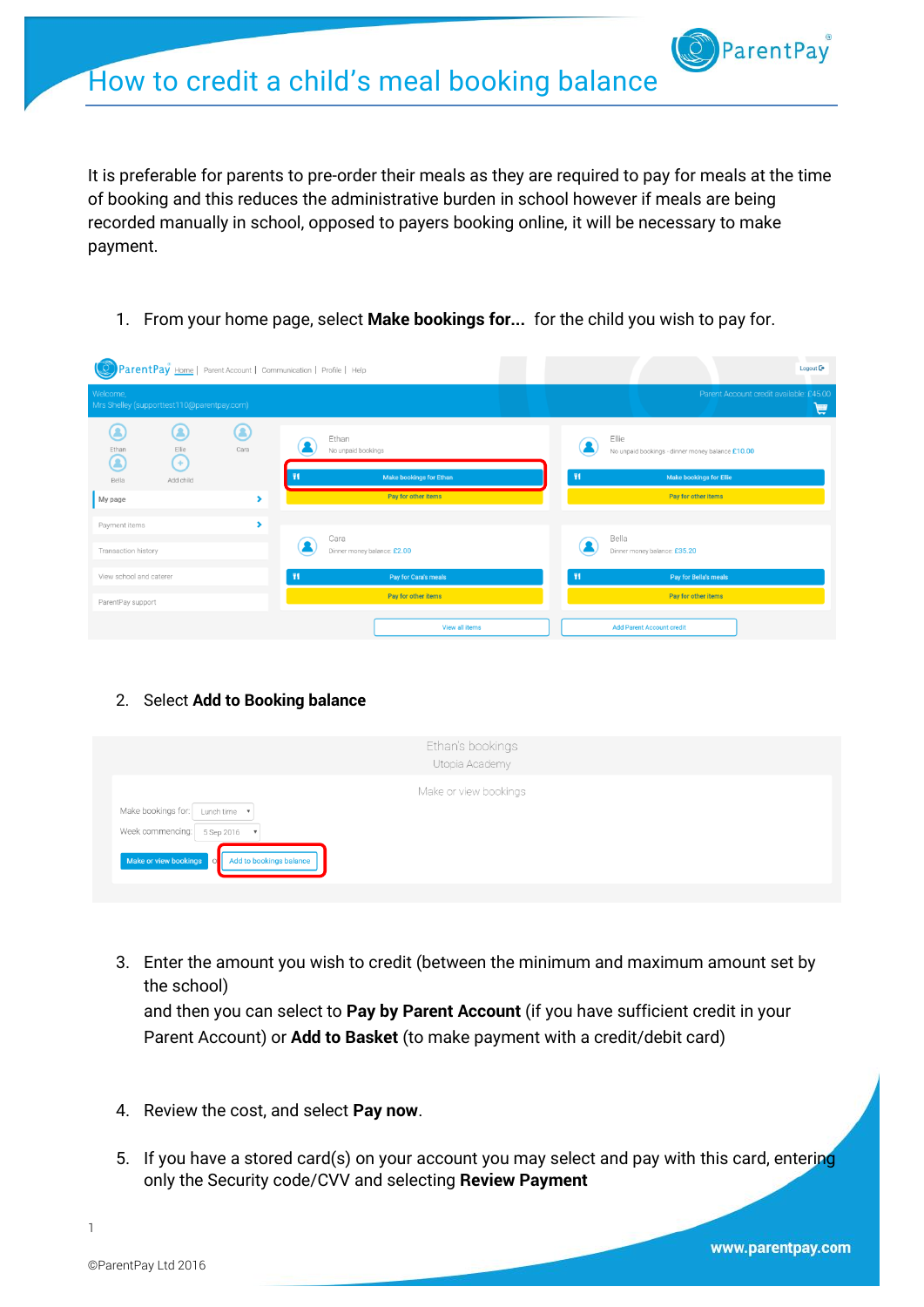# How to credit a child's meal booking balance

It is preferable for parents to pre-order their meals as they are required to pay for meals at the time of booking and this reduces the administrative burden in school however if meals are being recorded manually in school, opposed to payers booking online, it will be necessary to make payment.

1. From your home page, select **Make bookings for...** for the child you wish to pay for.

2. Select **Add to Booking balance**

3. Enter the amount you wish to credit (between the minimum and maximum amount set by the school)
   and then you can select to **Pay by Parent Account** (if you have sufficient credit in your Parent Account) or **Add to Basket** (to make payment with a credit/debit card)

4. Review the cost, and select **Pay now**.

5. If you have a stored card(s) on your account you may select and pay with this card, entering only the Security code/CVV and selecting **Review Payment**

©ParentPay Ltd 2016

www.parentpay.com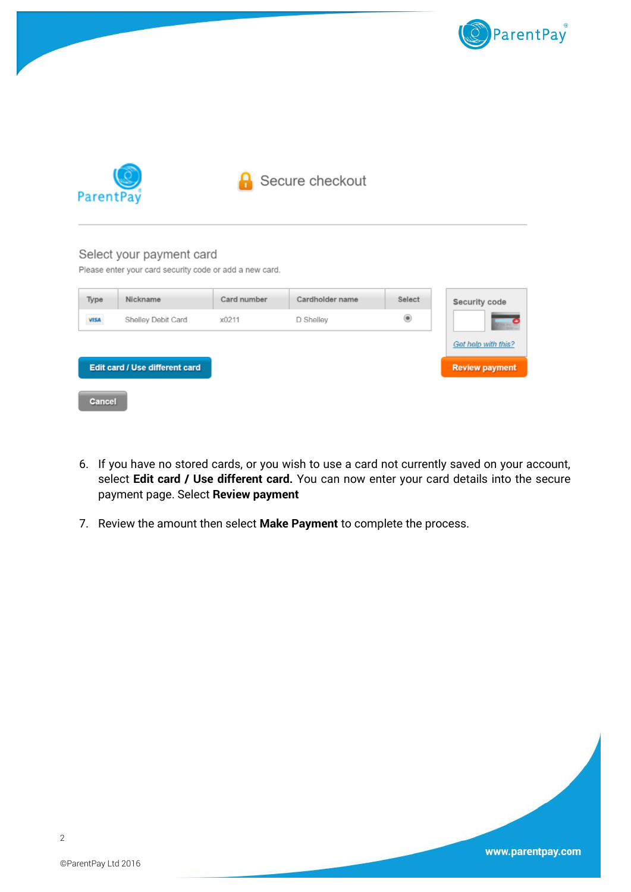Secure checkout

Select your payment card

Please enter your card security code or add a new card.

| Type | Nickname | Card number | Cardholder name | Select |
|---|---|---|---|---|
| VISA | Shelley Debit Card | x0211 | D Shelley | ◉ |

Security code

Get help with this?

Edit card / Use different card

Review payment

Cancel

6. If you have no stored cards, or you wish to use a card not currently saved on your account, select **Edit card / Use different card.** You can now enter your card details into the secure payment page. Select **Review payment**
7. Review the amount then select **Make Payment** to complete the process.

©ParentPay Ltd 2016